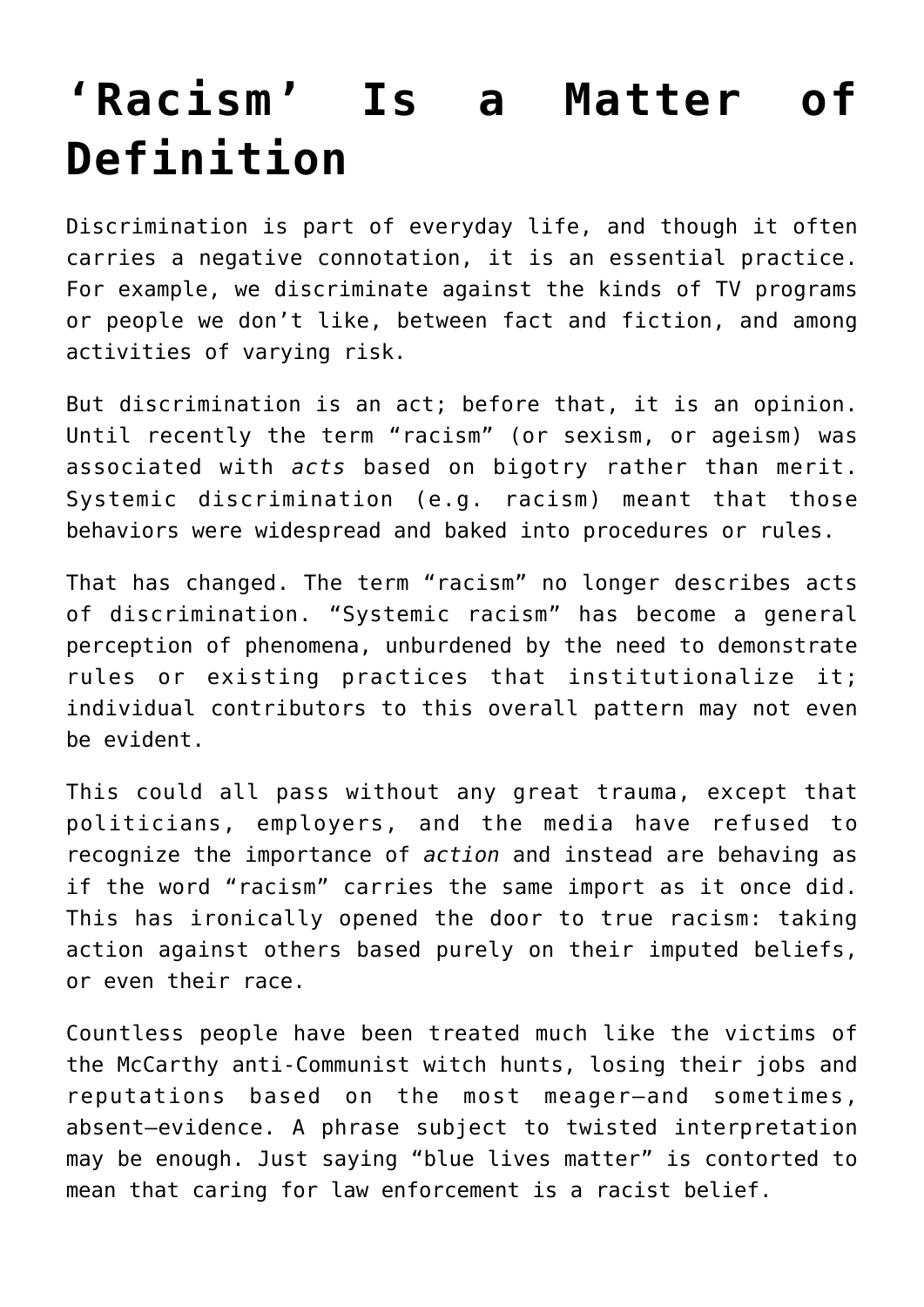# ‘Racism’ Is a Matter of Definition

Discrimination is part of everyday life, and though it often carries a negative connotation, it is an essential practice. For example, we discriminate against the kinds of TV programs or people we don’t like, between fact and fiction, and among activities of varying risk.

But discrimination is an act; before that, it is an opinion. Until recently the term “racism” (or sexism, or ageism) was associated with *acts* based on bigotry rather than merit. Systemic discrimination (e.g. racism) meant that those behaviors were widespread and baked into procedures or rules.

That has changed. The term “racism” no longer describes acts of discrimination. “Systemic racism” has become a general perception of phenomena, unburdened by the need to demonstrate rules or existing practices that institutionalize it; individual contributors to this overall pattern may not even be evident.

This could all pass without any great trauma, except that politicians, employers, and the media have refused to recognize the importance of *action* and instead are behaving as if the word “racism” carries the same import as it once did. This has ironically opened the door to true racism: taking action against others based purely on their imputed beliefs, or even their race.

Countless people have been treated much like the victims of the McCarthy anti-Communist witch hunts, losing their jobs and reputations based on the most meager—and sometimes, absent—evidence. A phrase subject to twisted interpretation may be enough. Just saying “blue lives matter” is contorted to mean that caring for law enforcement is a racist belief.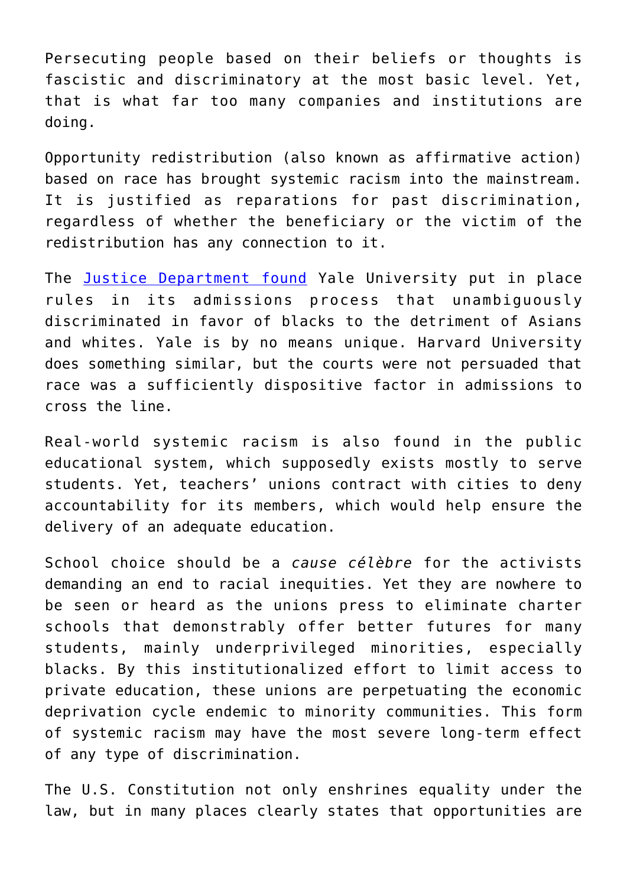Persecuting people based on their beliefs or thoughts is fascistic and discriminatory at the most basic level. Yet, that is what far too many companies and institutions are doing.

Opportunity redistribution (also known as affirmative action) based on race has brought systemic racism into the mainstream. It is justified as reparations for past discrimination, regardless of whether the beneficiary or the victim of the redistribution has any connection to it.

The Justice Department found Yale University put in place rules in its admissions process that unambiguously discriminated in favor of blacks to the detriment of Asians and whites. Yale is by no means unique. Harvard University does something similar, but the courts were not persuaded that race was a sufficiently dispositive factor in admissions to cross the line.

Real-world systemic racism is also found in the public educational system, which supposedly exists mostly to serve students. Yet, teachers' unions contract with cities to deny accountability for its members, which would help ensure the delivery of an adequate education.

School choice should be a *cause célèbre* for the activists demanding an end to racial inequities. Yet they are nowhere to be seen or heard as the unions press to eliminate charter schools that demonstrably offer better futures for many students, mainly underprivileged minorities, especially blacks. By this institutionalized effort to limit access to private education, these unions are perpetuating the economic deprivation cycle endemic to minority communities. This form of systemic racism may have the most severe long-term effect of any type of discrimination.

The U.S. Constitution not only enshrines equality under the law, but in many places clearly states that opportunities are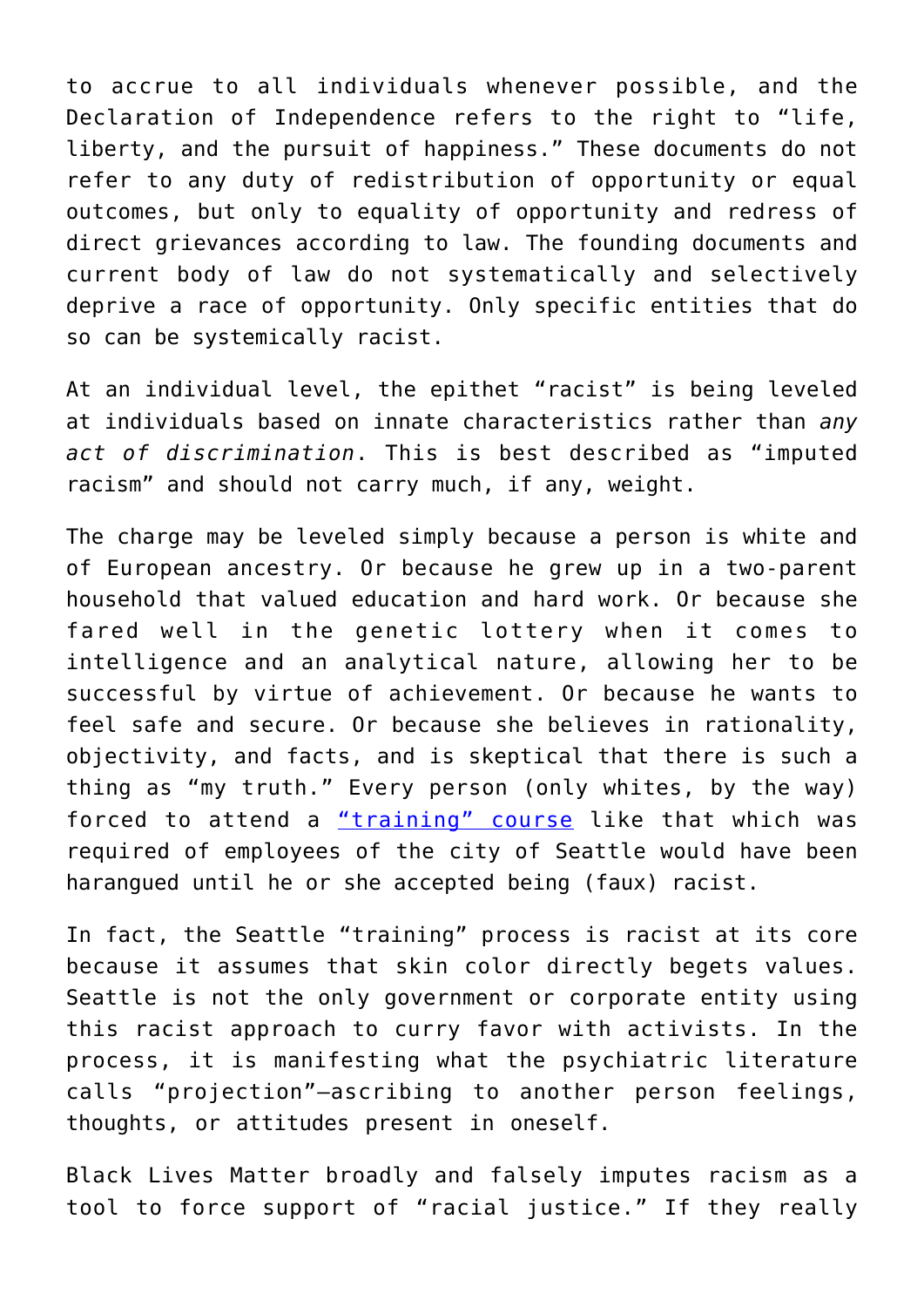to accrue to all individuals whenever possible, and the Declaration of Independence refers to the right to "life, liberty, and the pursuit of happiness." These documents do not refer to any duty of redistribution of opportunity or equal outcomes, but only to equality of opportunity and redress of direct grievances according to law. The founding documents and current body of law do not systematically and selectively deprive a race of opportunity. Only specific entities that do so can be systemically racist.

At an individual level, the epithet "racist" is being leveled at individuals based on innate characteristics rather than *any act of discrimination*. This is best described as "imputed racism" and should not carry much, if any, weight.

The charge may be leveled simply because a person is white and of European ancestry. Or because he grew up in a two-parent household that valued education and hard work. Or because she fared well in the genetic lottery when it comes to intelligence and an analytical nature, allowing her to be successful by virtue of achievement. Or because he wants to feel safe and secure. Or because she believes in rationality, objectivity, and facts, and is skeptical that there is such a thing as "my truth." Every person (only whites, by the way) forced to attend a "training" course like that which was required of employees of the city of Seattle would have been harangued until he or she accepted being (faux) racist.

In fact, the Seattle "training" process is racist at its core because it assumes that skin color directly begets values. Seattle is not the only government or corporate entity using this racist approach to curry favor with activists. In the process, it is manifesting what the psychiatric literature calls "projection"—ascribing to another person feelings, thoughts, or attitudes present in oneself.

Black Lives Matter broadly and falsely imputes racism as a tool to force support of "racial justice." If they really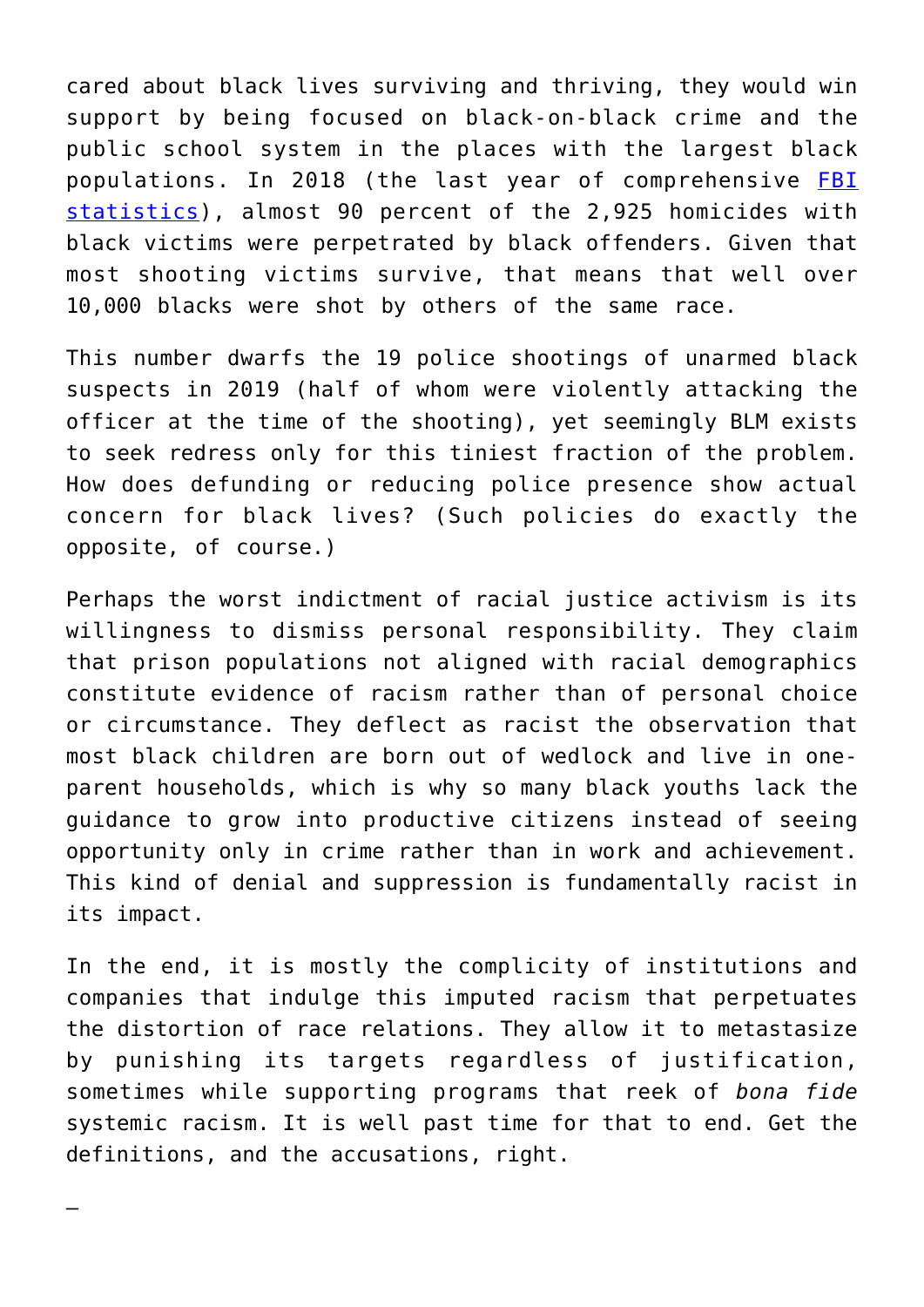cared about black lives surviving and thriving, they would win support by being focused on black-on-black crime and the public school system in the places with the largest black populations. In 2018 (the last year of comprehensive [FBI statistics](#)), almost 90 percent of the 2,925 homicides with black victims were perpetrated by black offenders. Given that most shooting victims survive, that means that well over 10,000 blacks were shot by others of the same race.

This number dwarfs the 19 police shootings of unarmed black suspects in 2019 (half of whom were violently attacking the officer at the time of the shooting), yet seemingly BLM exists to seek redress only for this tiniest fraction of the problem. How does defunding or reducing police presence show actual concern for black lives? (Such policies do exactly the opposite, of course.)

Perhaps the worst indictment of racial justice activism is its willingness to dismiss personal responsibility. They claim that prison populations not aligned with racial demographics constitute evidence of racism rather than of personal choice or circumstance. They deflect as racist the observation that most black children are born out of wedlock and live in one-parent households, which is why so many black youths lack the guidance to grow into productive citizens instead of seeing opportunity only in crime rather than in work and achievement. This kind of denial and suppression is fundamentally racist in its impact.

In the end, it is mostly the complicity of institutions and companies that indulge this imputed racism that perpetuates the distortion of race relations. They allow it to metastasize by punishing its targets regardless of justification, sometimes while supporting programs that reek of *bona fide* systemic racism. It is well past time for that to end. Get the definitions, and the accusations, right.

—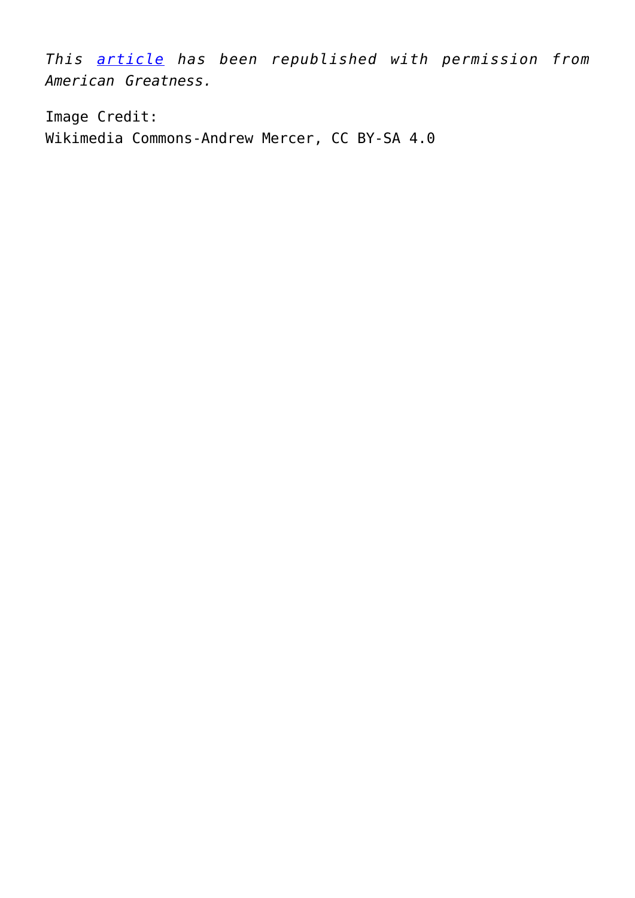*This [article](article) has been republished with permission from American Greatness.*

Image Credit:
Wikimedia Commons-Andrew Mercer, CC BY-SA 4.0